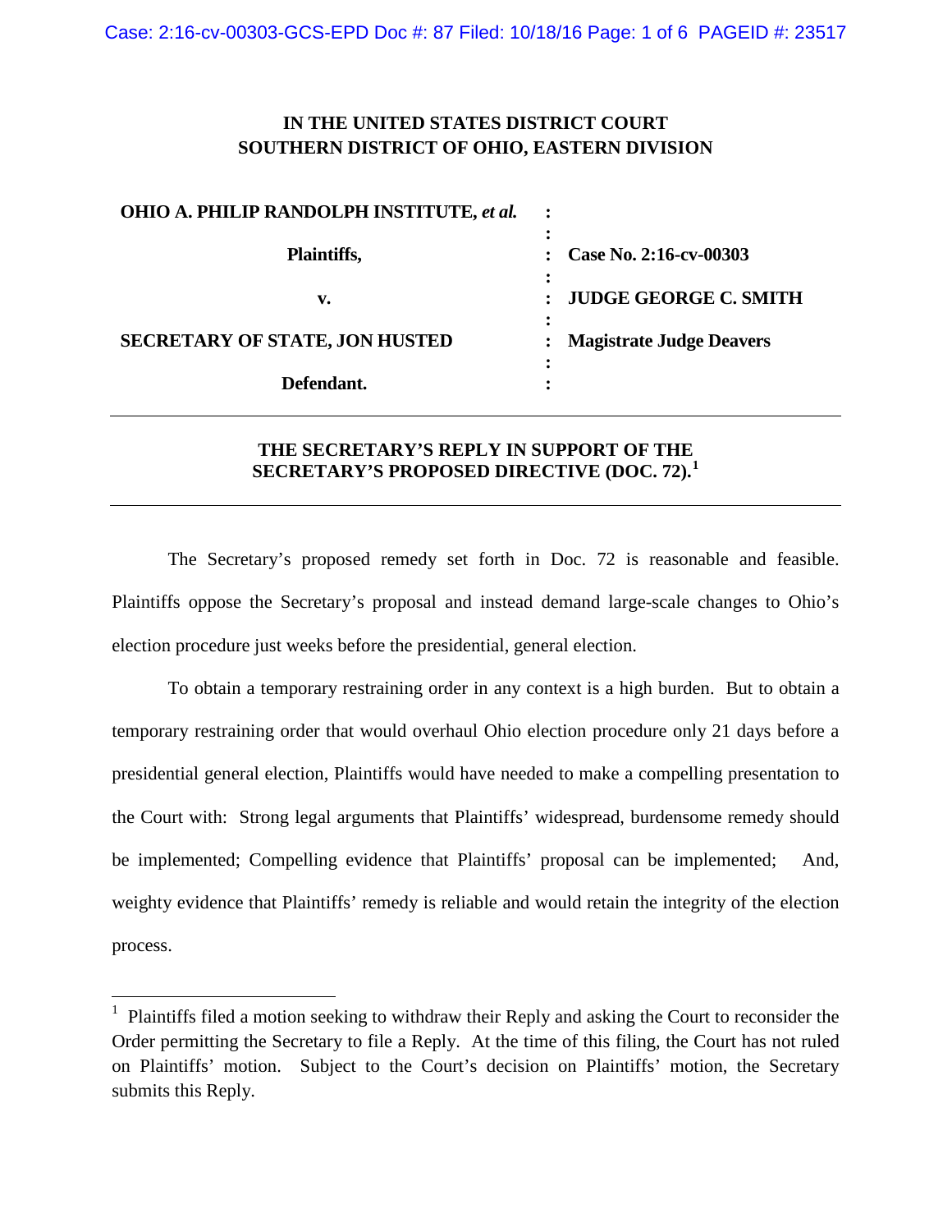**IN THE UNITED STATES DISTRICT COURT**
**SOUTHERN DISTRICT OF OHIO, EASTERN DIVISION**

| | | |
|---|---|---|
| **OHIO A. PHILIP RANDOLPH INSTITUTE, *et al.*** | : | |
| | : | |
| **Plaintiffs,** | : | **Case No. 2:16-cv-00303** |
| | : | |
| **v.** | : | **JUDGE GEORGE C. SMITH** |
| | : | |
| **SECRETARY OF STATE, JON HUSTED** | : | **Magistrate Judge Deavers** |
| | : | |
| **Defendant.** | : | |

---

**THE SECRETARY'S REPLY IN SUPPORT OF THE SECRETARY'S PROPOSED DIRECTIVE (DOC. 72).**[1]

---

The Secretary's proposed remedy set forth in Doc. 72 is reasonable and feasible. Plaintiffs oppose the Secretary's proposal and instead demand large-scale changes to Ohio's election procedure just weeks before the presidential, general election.

To obtain a temporary restraining order in any context is a high burden. But to obtain a temporary restraining order that would overhaul Ohio election procedure only 21 days before a presidential general election, Plaintiffs would have needed to make a compelling presentation to the Court with: Strong legal arguments that Plaintiffs' widespread, burdensome remedy should be implemented; Compelling evidence that Plaintiffs' proposal can be implemented; And, weighty evidence that Plaintiffs' remedy is reliable and would retain the integrity of the election process.

---

[1] Plaintiffs filed a motion seeking to withdraw their Reply and asking the Court to reconsider the Order permitting the Secretary to file a Reply. At the time of this filing, the Court has not ruled on Plaintiffs' motion. Subject to the Court's decision on Plaintiffs' motion, the Secretary submits this Reply.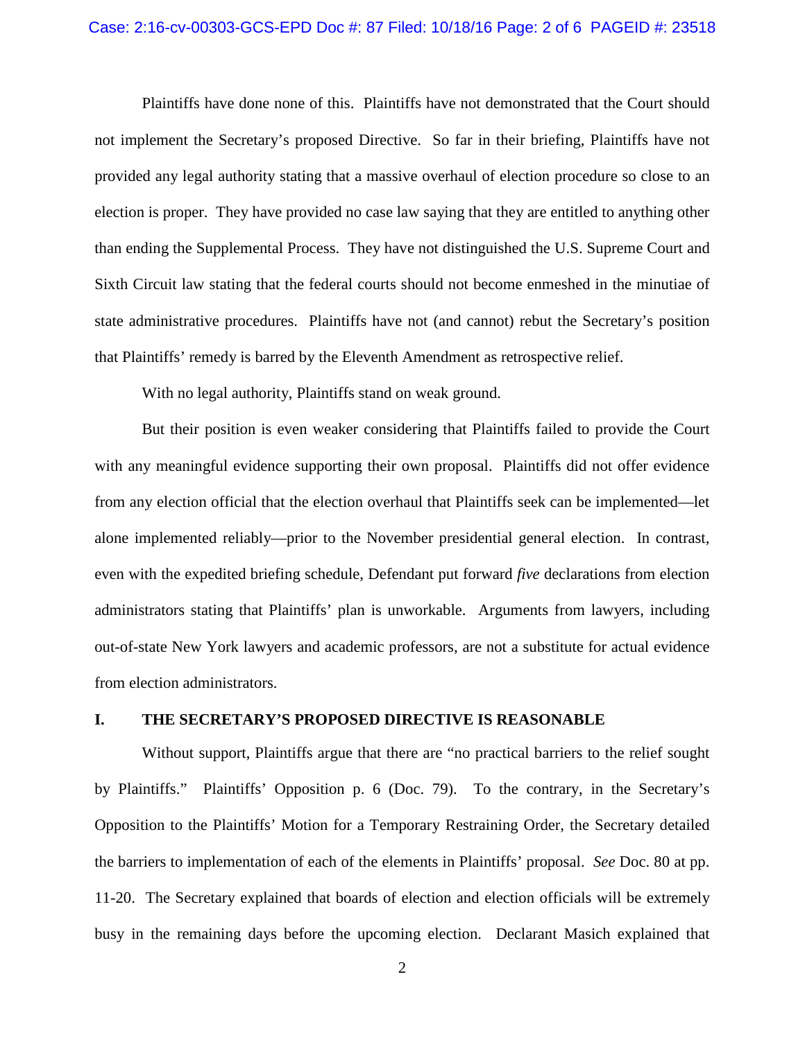Plaintiffs have done none of this. Plaintiffs have not demonstrated that the Court should not implement the Secretary's proposed Directive. So far in their briefing, Plaintiffs have not provided any legal authority stating that a massive overhaul of election procedure so close to an election is proper. They have provided no case law saying that they are entitled to anything other than ending the Supplemental Process. They have not distinguished the U.S. Supreme Court and Sixth Circuit law stating that the federal courts should not become enmeshed in the minutiae of state administrative procedures. Plaintiffs have not (and cannot) rebut the Secretary's position that Plaintiffs' remedy is barred by the Eleventh Amendment as retrospective relief.

With no legal authority, Plaintiffs stand on weak ground.

But their position is even weaker considering that Plaintiffs failed to provide the Court with any meaningful evidence supporting their own proposal. Plaintiffs did not offer evidence from any election official that the election overhaul that Plaintiffs seek can be implemented—let alone implemented reliably—prior to the November presidential general election. In contrast, even with the expedited briefing schedule, Defendant put forward *five* declarations from election administrators stating that Plaintiffs' plan is unworkable. Arguments from lawyers, including out-of-state New York lawyers and academic professors, are not a substitute for actual evidence from election administrators.

## I. THE SECRETARY'S PROPOSED DIRECTIVE IS REASONABLE

Without support, Plaintiffs argue that there are "no practical barriers to the relief sought by Plaintiffs." Plaintiffs' Opposition p. 6 (Doc. 79). To the contrary, in the Secretary's Opposition to the Plaintiffs' Motion for a Temporary Restraining Order, the Secretary detailed the barriers to implementation of each of the elements in Plaintiffs' proposal. *See* Doc. 80 at pp. 11-20. The Secretary explained that boards of election and election officials will be extremely busy in the remaining days before the upcoming election. Declarant Masich explained that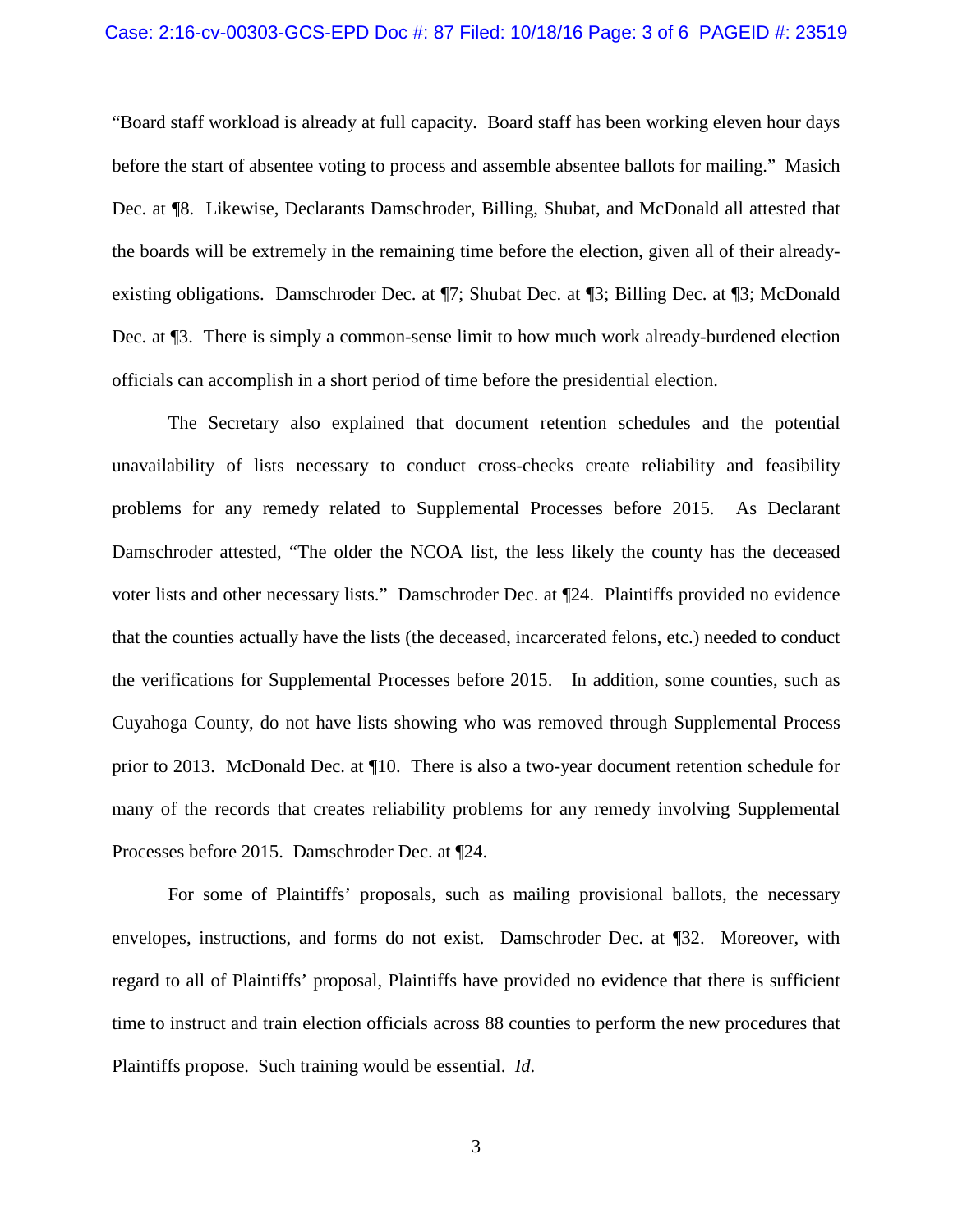"Board staff workload is already at full capacity. Board staff has been working eleven hour days before the start of absentee voting to process and assemble absentee ballots for mailing." Masich Dec. at ¶8. Likewise, Declarants Damschroder, Billing, Shubat, and McDonald all attested that the boards will be extremely in the remaining time before the election, given all of their already-existing obligations. Damschroder Dec. at ¶7; Shubat Dec. at ¶3; Billing Dec. at ¶3; McDonald Dec. at ¶3. There is simply a common-sense limit to how much work already-burdened election officials can accomplish in a short period of time before the presidential election.

The Secretary also explained that document retention schedules and the potential unavailability of lists necessary to conduct cross-checks create reliability and feasibility problems for any remedy related to Supplemental Processes before 2015. As Declarant Damschroder attested, "The older the NCOA list, the less likely the county has the deceased voter lists and other necessary lists." Damschroder Dec. at ¶24. Plaintiffs provided no evidence that the counties actually have the lists (the deceased, incarcerated felons, etc.) needed to conduct the verifications for Supplemental Processes before 2015. In addition, some counties, such as Cuyahoga County, do not have lists showing who was removed through Supplemental Process prior to 2013. McDonald Dec. at ¶10. There is also a two-year document retention schedule for many of the records that creates reliability problems for any remedy involving Supplemental Processes before 2015. Damschroder Dec. at ¶24.

For some of Plaintiffs' proposals, such as mailing provisional ballots, the necessary envelopes, instructions, and forms do not exist. Damschroder Dec. at ¶32. Moreover, with regard to all of Plaintiffs' proposal, Plaintiffs have provided no evidence that there is sufficient time to instruct and train election officials across 88 counties to perform the new procedures that Plaintiffs propose. Such training would be essential. *Id.*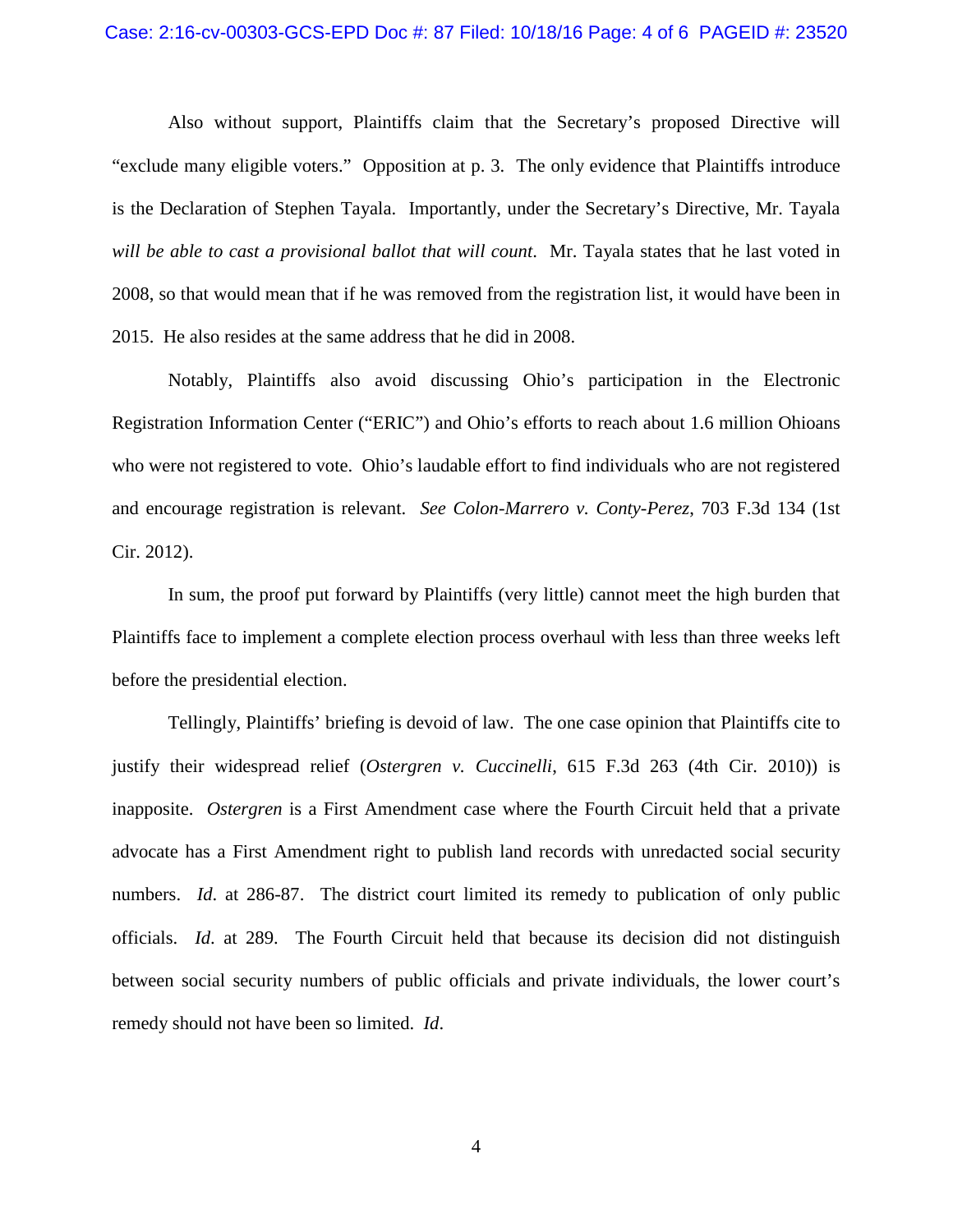Also without support, Plaintiffs claim that the Secretary's proposed Directive will "exclude many eligible voters." Opposition at p. 3. The only evidence that Plaintiffs introduce is the Declaration of Stephen Tayala. Importantly, under the Secretary's Directive, Mr. Tayala *will be able to cast a provisional ballot that will count*. Mr. Tayala states that he last voted in 2008, so that would mean that if he was removed from the registration list, it would have been in 2015. He also resides at the same address that he did in 2008.

Notably, Plaintiffs also avoid discussing Ohio's participation in the Electronic Registration Information Center ("ERIC") and Ohio's efforts to reach about 1.6 million Ohioans who were not registered to vote. Ohio's laudable effort to find individuals who are not registered and encourage registration is relevant. *See Colon-Marrero v. Conty-Perez*, 703 F.3d 134 (1st Cir. 2012).

In sum, the proof put forward by Plaintiffs (very little) cannot meet the high burden that Plaintiffs face to implement a complete election process overhaul with less than three weeks left before the presidential election.

Tellingly, Plaintiffs' briefing is devoid of law. The one case opinion that Plaintiffs cite to justify their widespread relief (*Ostergren v. Cuccinelli*, 615 F.3d 263 (4th Cir. 2010)) is inapposite. *Ostergren* is a First Amendment case where the Fourth Circuit held that a private advocate has a First Amendment right to publish land records with unredacted social security numbers. *Id*. at 286-87. The district court limited its remedy to publication of only public officials. *Id*. at 289. The Fourth Circuit held that because its decision did not distinguish between social security numbers of public officials and private individuals, the lower court's remedy should not have been so limited. *Id*.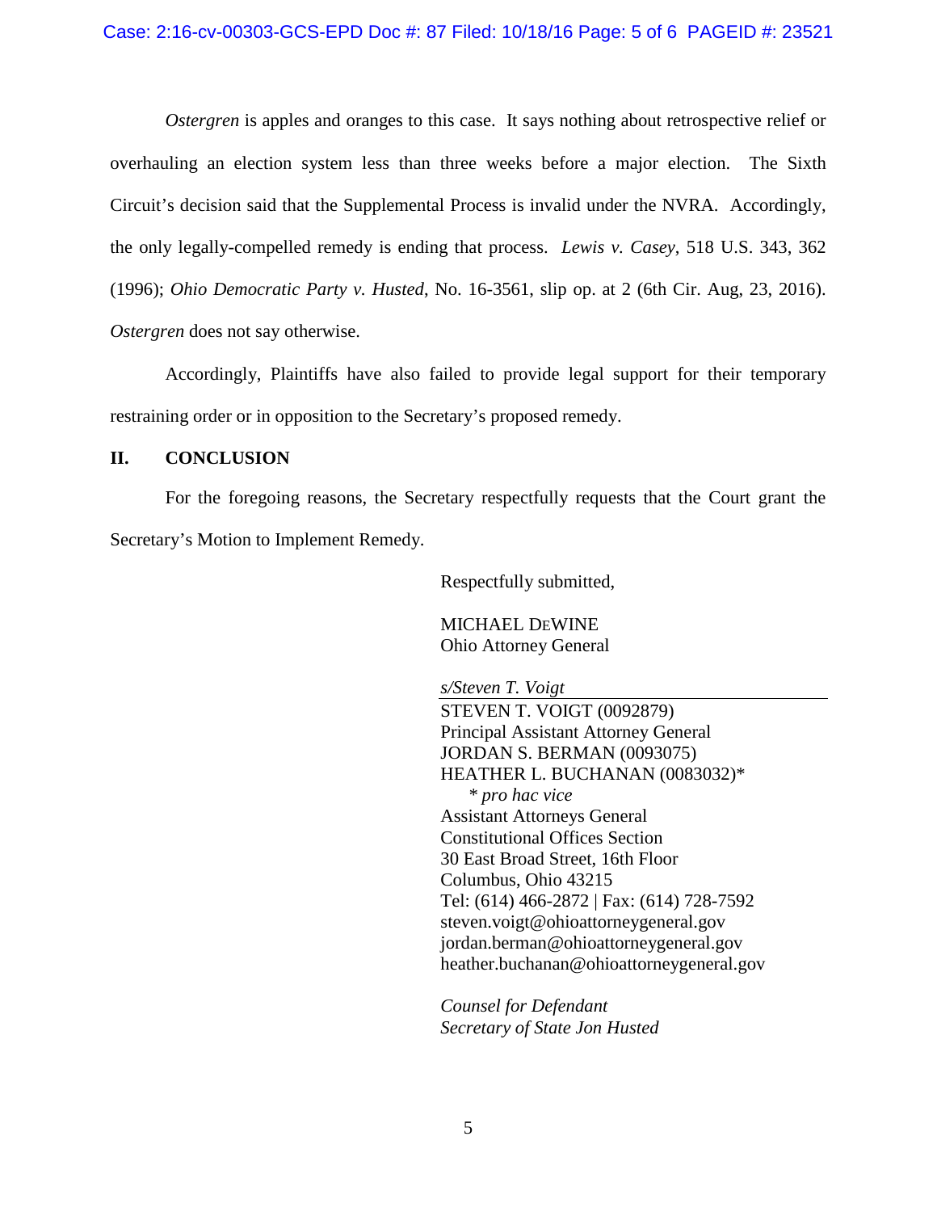*Ostergren* is apples and oranges to this case. It says nothing about retrospective relief or overhauling an election system less than three weeks before a major election. The Sixth Circuit's decision said that the Supplemental Process is invalid under the NVRA. Accordingly, the only legally-compelled remedy is ending that process. *Lewis v. Casey*, 518 U.S. 343, 362 (1996); *Ohio Democratic Party v. Husted*, No. 16-3561, slip op. at 2 (6th Cir. Aug, 23, 2016). *Ostergren* does not say otherwise.

Accordingly, Plaintiffs have also failed to provide legal support for their temporary restraining order or in opposition to the Secretary's proposed remedy.

## II. CONCLUSION

For the foregoing reasons, the Secretary respectfully requests that the Court grant the Secretary's Motion to Implement Remedy.

Respectfully submitted,

MICHAEL DEWINE
Ohio Attorney General

*s/Steven T. Voigt*
STEVEN T. VOIGT (0092879)
Principal Assistant Attorney General
JORDAN S. BERMAN (0093075)
HEATHER L. BUCHANAN (0083032)*
\* *pro hac vice*
Assistant Attorneys General
Constitutional Offices Section
30 East Broad Street, 16th Floor
Columbus, Ohio 43215
Tel: (614) 466-2872 | Fax: (614) 728-7592
steven.voigt@ohioattorneygeneral.gov
jordan.berman@ohioattorneygeneral.gov
heather.buchanan@ohioattorneygeneral.gov

*Counsel for Defendant*
*Secretary of State Jon Husted*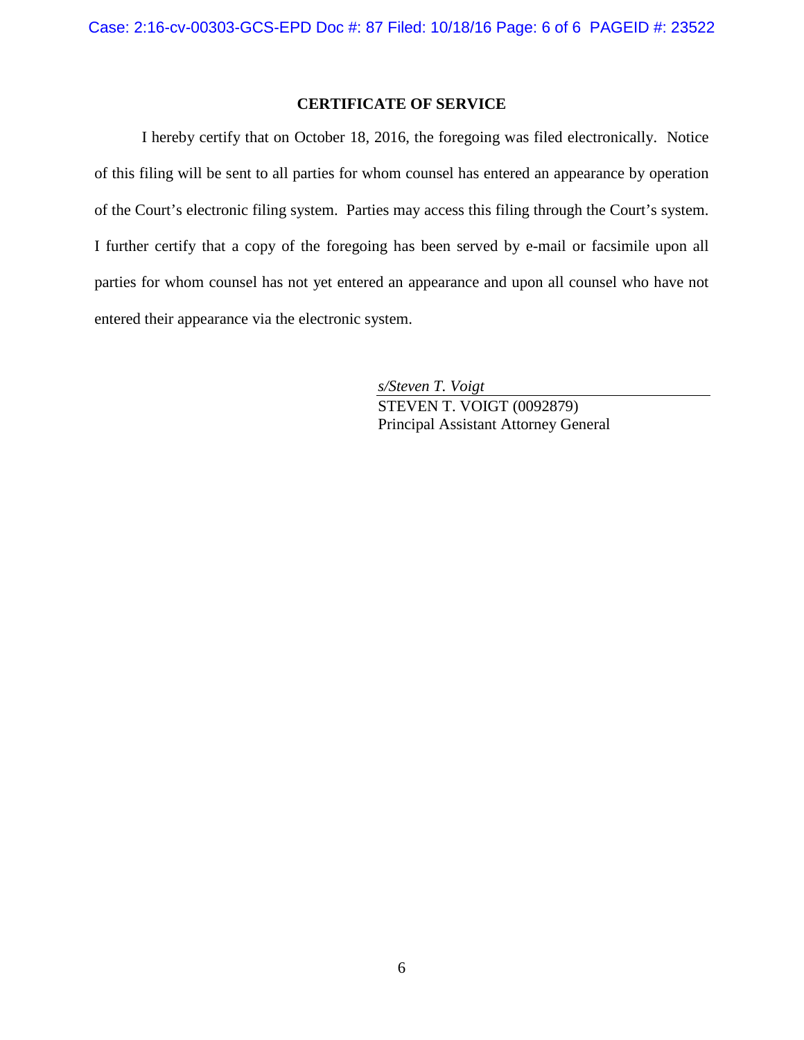## CERTIFICATE OF SERVICE

I hereby certify that on October 18, 2016, the foregoing was filed electronically. Notice of this filing will be sent to all parties for whom counsel has entered an appearance by operation of the Court's electronic filing system. Parties may access this filing through the Court's system. I further certify that a copy of the foregoing has been served by e-mail or facsimile upon all parties for whom counsel has not yet entered an appearance and upon all counsel who have not entered their appearance via the electronic system.

*s/Steven T. Voigt*
STEVEN T. VOIGT (0092879)
Principal Assistant Attorney General